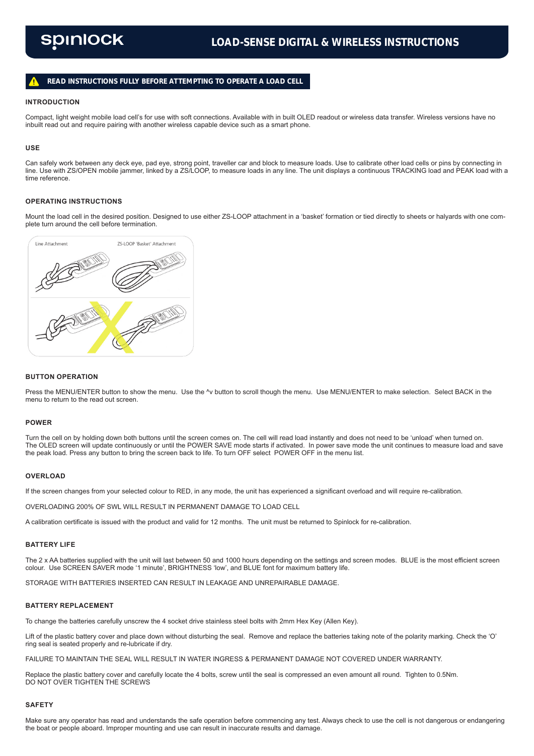# spinlock

## LOAD-SENSE DIGITAL & WIRELESS INSTRUCTIONS

**⚠ READ INSTRUCTIONS FULLY BEFORE ATTEMPTING TO OPERATE A LOAD CELL**

### INTRODUCTION

Compact, light weight mobile load cell's for use with soft connections. Available with in built OLED readout or wireless data transfer. Wireless versions have no inbuilt read out and require pairing with another wireless capable device such as a smart phone.

### USE

Can safely work between any deck eye, pad eye, strong point, traveller car and block to measure loads. Use to calibrate other load cells or pins by connecting in line. Use with ZS/OPEN mobile jammer, linked by a ZS/LOOP, to measure loads in any line. The unit displays a continuous TRACKING load and PEAK load with a time reference.

### OPERATING INSTRUCTIONS

Mount the load cell in the desired position. Designed to use either ZS-LOOP attachment in a 'basket' formation or tied directly to sheets or halyards with one complete turn around the cell before termination.

Line Attachment

ZS-LOOP 'Basket' Attachment

### BUTTON OPERATION

Press the MENU/ENTER button to show the menu. Use the ^v button to scroll though the menu. Use MENU/ENTER to make selection. Select BACK in the menu to return to the read out screen.

### POWER

Turn the cell on by holding down both buttons until the screen comes on. The cell will read load instantly and does not need to be 'unload' when turned on. The OLED screen will update continuously or until the POWER SAVE mode starts if activated. In power save mode the unit continues to measure load and save the peak load. Press any button to bring the screen back to life. To turn OFF select POWER OFF in the menu list.

### OVERLOAD

If the screen changes from your selected colour to RED, in any mode, the unit has experienced a significant overload and will require re-calibration.

OVERLOADING 200% OF SWL WILL RESULT IN PERMANENT DAMAGE TO LOAD CELL

A calibration certificate is issued with the product and valid for 12 months. The unit must be returned to Spinlock for re-calibration.

### BATTERY LIFE

The 2 x AA batteries supplied with the unit will last between 50 and 1000 hours depending on the settings and screen modes. BLUE is the most efficient screen colour. Use SCREEN SAVER mode '1 minute', BRIGHTNESS 'low', and BLUE font for maximum battery life.

STORAGE WITH BATTERIES INSERTED CAN RESULT IN LEAKAGE AND UNREPAIRABLE DAMAGE.

### BATTERY REPLACEMENT

To change the batteries carefully unscrew the 4 socket drive stainless steel bolts with 2mm Hex Key (Allen Key).

Lift of the plastic battery cover and place down without disturbing the seal. Remove and replace the batteries taking note of the polarity marking. Check the 'O' ring seal is seated properly and re-lubricate if dry.

FAILURE TO MAINTAIN THE SEAL WILL RESULT IN WATER INGRESS & PERMANENT DAMAGE NOT COVERED UNDER WARRANTY.

Replace the plastic battery cover and carefully locate the 4 bolts, screw until the seal is compressed an even amount all round. Tighten to 0.5Nm.
DO NOT OVER TIGHTEN THE SCREWS

### SAFETY

Make sure any operator has read and understands the safe operation before commencing any test. Always check to use the cell is not dangerous or endangering the boat or people aboard. Improper mounting and use can result in inaccurate results and damage.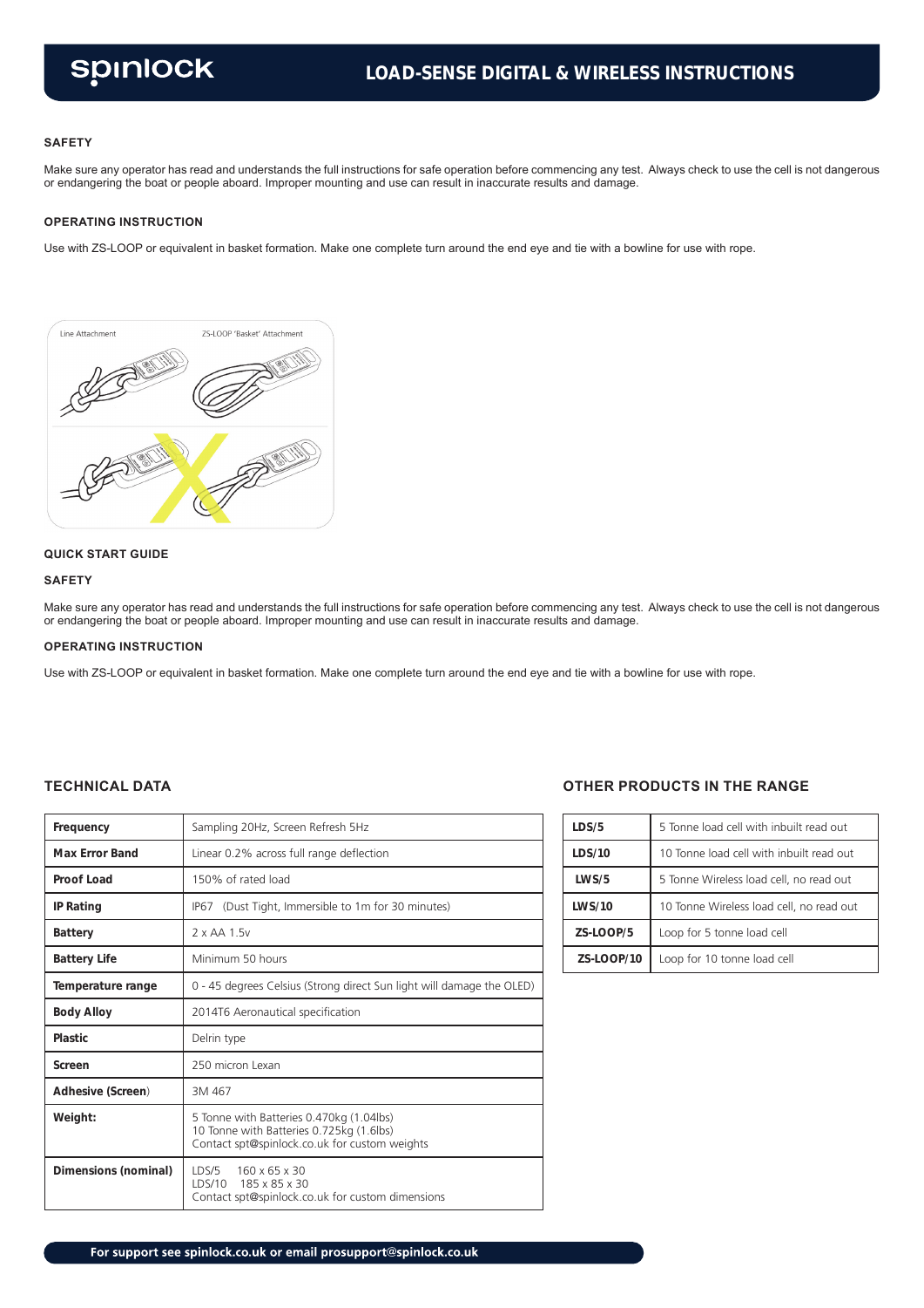# LOAD-SENSE DIGITAL & WIRELESS INSTRUCTIONS

### SAFETY

Make sure any operator has read and understands the full instructions for safe operation before commencing any test. Always check to use the cell is not dangerous or endangering the boat or people aboard. Improper mounting and use can result in inaccurate results and damage.

### OPERATING INSTRUCTION

Use with ZS-LOOP or equivalent in basket formation. Make one complete turn around the end eye and tie with a bowline for use with rope.

Line Attachment

ZS-LOOP 'Basket' Attachment

### QUICK START GUIDE

### SAFETY

Make sure any operator has read and understands the full instructions for safe operation before commencing any test. Always check to use the cell is not dangerous or endangering the boat or people aboard. Improper mounting and use can result in inaccurate results and damage.

### OPERATING INSTRUCTION

Use with ZS-LOOP or equivalent in basket formation. Make one complete turn around the end eye and tie with a bowline for use with rope.

### TECHNICAL DATA

| | |
|---|---|
| **Frequency** | Sampling 20Hz, Screen Refresh 5Hz |
| **Max Error Band** | Linear 0.2% across full range deflection |
| **Proof Load** | 150% of rated load |
| **IP Rating** | IP67 (Dust Tight, Immersible to 1m for 30 minutes) |
| **Battery** | 2 x AA 1.5v |
| **Battery Life** | Minimum 50 hours |
| **Temperature range** | 0 - 45 degrees Celsius (Strong direct Sun light will damage the OLED) |
| **Body Alloy** | 2014T6 Aeronautical specification |
| **Plastic** | Delrin type |
| **Screen** | 250 micron Lexan |
| **Adhesive (Screen)** | 3M 467 |
| **Weight:** | 5 Tonne with Batteries 0.470kg (1.04lbs)<br>10 Tonne with Batteries 0.725kg (1.6lbs)<br>Contact spt@spinlock.co.uk for custom weights |
| **Dimensions (nominal)** | LDS/5 160 x 65 x 30<br>LDS/10 185 x 85 x 30<br>Contact spt@spinlock.co.uk for custom dimensions |

### OTHER PRODUCTS IN THE RANGE

| | |
|---|---|
| **LDS/5** | 5 Tonne load cell with inbuilt read out |
| **LDS/10** | 10 Tonne load cell with inbuilt read out |
| **LWS/5** | 5 Tonne Wireless load cell, no read out |
| **LWS/10** | 10 Tonne Wireless load cell, no read out |
| **ZS-LOOP/5** | Loop for 5 tonne load cell |
| **ZS-LOOP/10** | Loop for 10 tonne load cell |

**For support see spinlock.co.uk or email prosupport@spinlock.co.uk**